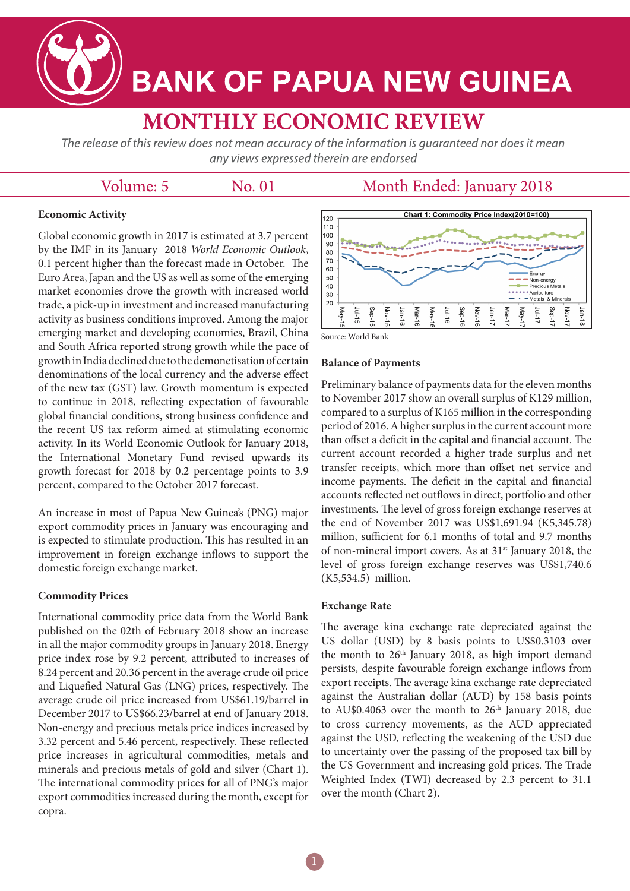# BANK OF PAPUA NEW GUINEA

## MONTHLY ECONOMIC REVIEW

*The release of this review does not mean accuracy of the information is guaranteed nor does it mean any views expressed therein are endorsed*

Volume: 5 No. 01 Month Ended: January 2018

### Economic Activity

Global economic growth in 2017 is estimated at 3.7 percent by the IMF in its January 2018 *World Economic Outlook*, 0.1 percent higher than the forecast made in October. The Euro Area, Japan and the US as well as some of the emerging market economies drove the growth with increased world trade, a pick-up in investment and increased manufacturing activity as business conditions improved. Among the major emerging market and developing economies, Brazil, China and South Africa reported strong growth while the pace of growth in India declined due to the demonetisation of certain denominations of the local currency and the adverse effect of the new tax (GST) law. Growth momentum is expected to continue in 2018, reflecting expectation of favourable global financial conditions, strong business confidence and the recent US tax reform aimed at stimulating economic activity. In its World Economic Outlook for January 2018, the International Monetary Fund revised upwards its growth forecast for 2018 by 0.2 percentage points to 3.9 percent, compared to the October 2017 forecast.

An increase in most of Papua New Guinea's (PNG) major export commodity prices in January was encouraging and is expected to stimulate production. This has resulted in an improvement in foreign exchange inflows to support the domestic foreign exchange market.

### Commodity Prices

International commodity price data from the World Bank published on the 02th of February 2018 show an increase in all the major commodity groups in January 2018. Energy price index rose by 9.2 percent, attributed to increases of 8.24 percent and 20.36 percent in the average crude oil price and Liquefied Natural Gas (LNG) prices, respectively. The average crude oil price increased from US$61.19/barrel in December 2017 to US$66.23/barrel at end of January 2018. Non-energy and precious metals price indices increased by 3.32 percent and 5.46 percent, respectively. These reflected price increases in agricultural commodities, metals and minerals and precious metals of gold and silver (Chart 1). The international commodity prices for all of PNG's major export commodities increased during the month, except for copra.

**Chart 1: Commodity Price Index(2010=100)**

Source: World Bank

### Balance of Payments

Preliminary balance of payments data for the eleven months to November 2017 show an overall surplus of K129 million, compared to a surplus of K165 million in the corresponding period of 2016. A higher surplus in the current account more than offset a deficit in the capital and financial account. The current account recorded a higher trade surplus and net transfer receipts, which more than offset net service and income payments. The deficit in the capital and financial accounts reflected net outflows in direct, portfolio and other investments. The level of gross foreign exchange reserves at the end of November 2017 was US$1,691.94 (K5,345.78) million, sufficient for 6.1 months of total and 9.7 months of non-mineral import covers. As at 31st January 2018, the level of gross foreign exchange reserves was US$1,740.6 (K5,534.5) million.

### Exchange Rate

The average kina exchange rate depreciated against the US dollar (USD) by 8 basis points to US$0.3103 over the month to 26th January 2018, as high import demand persists, despite favourable foreign exchange inflows from export receipts. The average kina exchange rate depreciated against the Australian dollar (AUD) by 158 basis points to AU$0.4063 over the month to 26th January 2018, due to cross currency movements, as the AUD appreciated against the USD, reflecting the weakening of the USD due to uncertainty over the passing of the proposed tax bill by the US Government and increasing gold prices. The Trade Weighted Index (TWI) decreased by 2.3 percent to 31.1 over the month (Chart 2).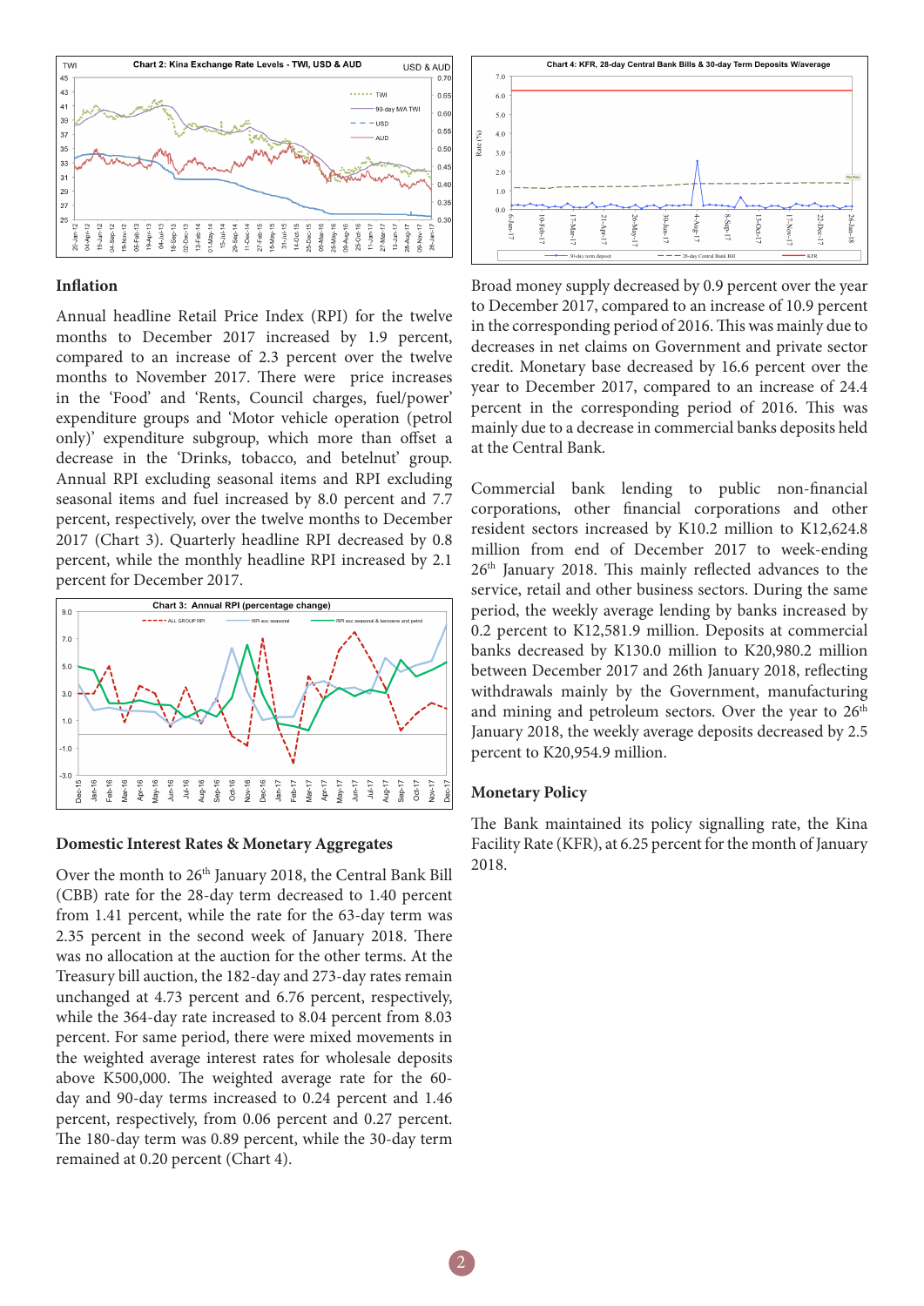## Inflation

Annual headline Retail Price Index (RPI) for the twelve months to December 2017 increased by 1.9 percent, compared to an increase of 2.3 percent over the twelve months to November 2017. There were price increases in the 'Food' and 'Rents, Council charges, fuel/power' expenditure groups and 'Motor vehicle operation (petrol only)' expenditure subgroup, which more than offset a decrease in the 'Drinks, tobacco, and betelnut' group. Annual RPI excluding seasonal items and RPI excluding seasonal items and fuel increased by 8.0 percent and 7.7 percent, respectively, over the twelve months to December 2017 (Chart 3). Quarterly headline RPI decreased by 0.8 percent, while the monthly headline RPI increased by 2.1 percent for December 2017.

## Domestic Interest Rates & Monetary Aggregates

Over the month to 26th January 2018, the Central Bank Bill (CBB) rate for the 28-day term decreased to 1.40 percent from 1.41 percent, while the rate for the 63-day term was 2.35 percent in the second week of January 2018. There was no allocation at the auction for the other terms. At the Treasury bill auction, the 182-day and 273-day rates remain unchanged at 4.73 percent and 6.76 percent, respectively, while the 364-day rate increased to 8.04 percent from 8.03 percent. For same period, there were mixed movements in the weighted average interest rates for wholesale deposits above K500,000. The weighted average rate for the 60-day and 90-day terms increased to 0.24 percent and 1.46 percent, respectively, from 0.06 percent and 0.27 percent. The 180-day term was 0.89 percent, while the 30-day term remained at 0.20 percent (Chart 4).

Broad money supply decreased by 0.9 percent over the year to December 2017, compared to an increase of 10.9 percent in the corresponding period of 2016. This was mainly due to decreases in net claims on Government and private sector credit. Monetary base decreased by 16.6 percent over the year to December 2017, compared to an increase of 24.4 percent in the corresponding period of 2016. This was mainly due to a decrease in commercial banks deposits held at the Central Bank.

Commercial bank lending to public non-financial corporations, other financial corporations and other resident sectors increased by K10.2 million to K12,624.8 million from end of December 2017 to week-ending 26th January 2018. This mainly reflected advances to the service, retail and other business sectors. During the same period, the weekly average lending by banks increased by 0.2 percent to K12,581.9 million. Deposits at commercial banks decreased by K130.0 million to K20,980.2 million between December 2017 and 26th January 2018, reflecting withdrawals mainly by the Government, manufacturing and mining and petroleum sectors. Over the year to 26th January 2018, the weekly average deposits decreased by 2.5 percent to K20,954.9 million.

## Monetary Policy

The Bank maintained its policy signalling rate, the Kina Facility Rate (KFR), at 6.25 percent for the month of January 2018.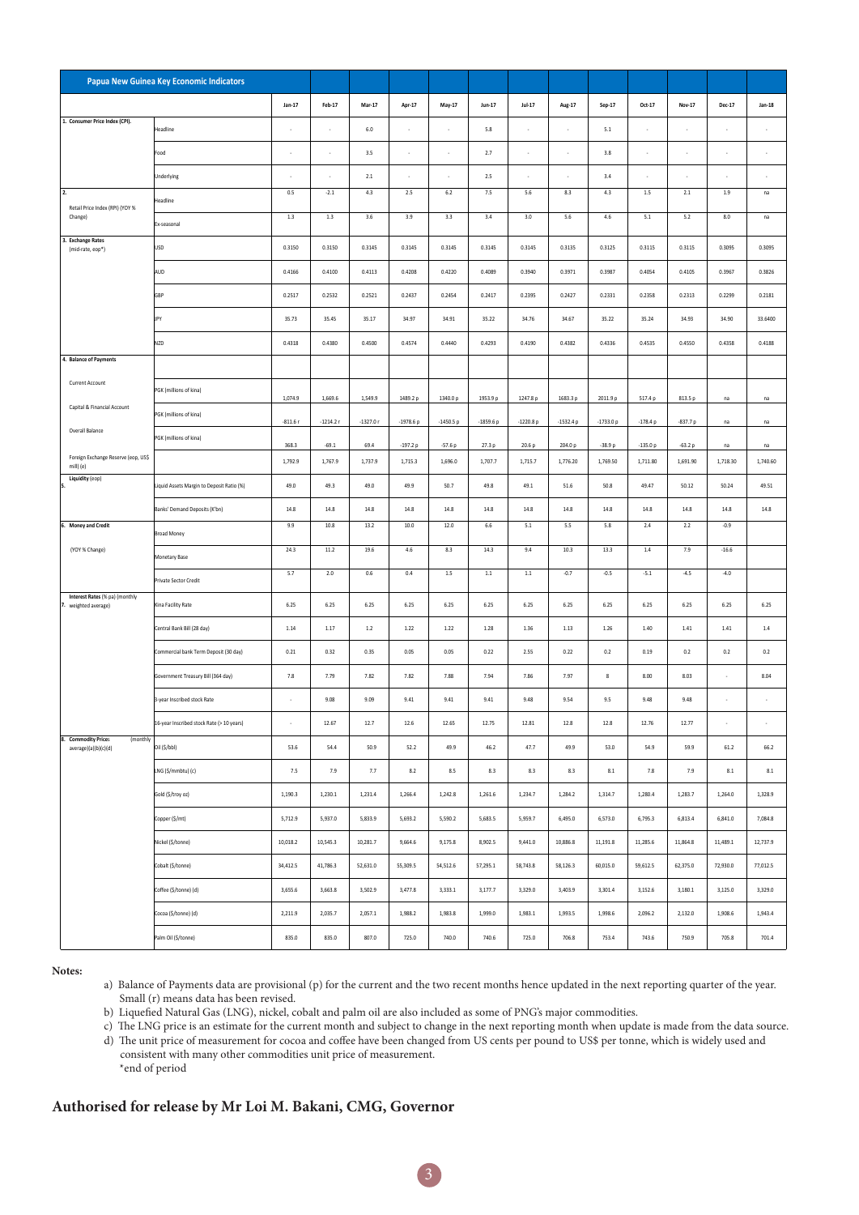| Papua New Guinea Key Economic Indicators | | | | | | | | | | | | | | |
|---|---|---|---|---|---|---|---|---|---|---|---|---|---|---|
| | | Jan-17 | Feb-17 | Mar-17 | Apr-17 | May-17 | Jun-17 | Jul-17 | Aug-17 | Sep-17 | Oct-17 | Nov-17 | Dec-17 | Jan-18 |
| 1. Consumer Price Index (CPI). | Headline | - | - | 6.0 | - | - | 5.8 | - | - | 5.1 | - | - | - | - |
| | Food | - | - | 3.5 | - | - | 2.7 | - | - | 3.8 | - | - | - | - |
| | Underlying | - | - | 2.1 | - | - | 2.5 | - | - | 3.4 | - | - | - | - |
| 2. Retail Price Index (RPI) (YOY % Change) | Headline | 0.5 | -2.1 | 4.3 | 2.5 | 6.2 | 7.5 | 5.6 | 8.3 | 4.3 | 1.5 | 2.1 | 1.9 | na |
| | Ex-seasonal | 1.3 | 1.3 | 3.6 | 3.9 | 3.3 | 3.4 | 3.0 | 5.6 | 4.6 | 5.1 | 5.2 | 8.0 | na |
| 3. Exchange Rates (mid-rate, eop*) | USD | 0.3150 | 0.3150 | 0.3145 | 0.3145 | 0.3145 | 0.3145 | 0.3145 | 0.3135 | 0.3125 | 0.3115 | 0.3115 | 0.3095 | 0.3095 |
| | AUD | 0.4166 | 0.4100 | 0.4113 | 0.4208 | 0.4220 | 0.4089 | 0.3940 | 0.3971 | 0.3987 | 0.4054 | 0.4105 | 0.3967 | 0.3826 |
| | GBP | 0.2517 | 0.2532 | 0.2521 | 0.2437 | 0.2454 | 0.2417 | 0.2395 | 0.2427 | 0.2331 | 0.2358 | 0.2313 | 0.2299 | 0.2181 |
| | JPY | 35.73 | 35.45 | 35.17 | 34.97 | 34.91 | 35.22 | 34.76 | 34.67 | 35.22 | 35.24 | 34.93 | 34.90 | 33.6400 |
| | NZD | 0.4318 | 0.4380 | 0.4500 | 0.4574 | 0.4440 | 0.4293 | 0.4190 | 0.4382 | 0.4336 | 0.4535 | 0.4550 | 0.4358 | 0.4188 |
| 4. Balance of Payments | | | | | | | | | | | | | | |
| Current Account | PGK (millions of kina) | 1,074.9 | 1,669.6 | 1,549.9 | 1489.2 p | 1340.0 p | 1953.9 p | 1247.8 p | 1683.3 p | 2011.9 p | 517.4 p | 813.5 p | na | na |
| Capital & Financial Account | PGK (millions of kina) | -811.6 r | -1214.2 r | -1327.0 r | -1978.6 p | -1450.5 p | -1859.6 p | -1220.8 p | -1532.4 p | -1733.0 p | -178.4 p | -837.7 p | na | na |
| Overall Balance | PGK (millions of kina) | 368.3 | -69.1 | 69.4 | -197.2 p | -57.6 p | 27.3 p | 20.6 p | 204.0 p | -38.9 p | -135.0 p | -63.2 p | na | na |
| Foreign Exchange Reserve (eop, US$ mill) (e) | | 1,792.9 | 1,767.9 | 1,737.9 | 1,715.3 | 1,696.0 | 1,707.7 | 1,715.7 | 1,776.20 | 1,769.50 | 1,711.80 | 1,691.90 | 1,718.30 | 1,740.60 |
| 5. Liquidity (eop) | Liquid Assets Margin to Deposit Ratio (%) | 49.0 | 49.3 | 49.0 | 49.9 | 50.7 | 49.8 | 49.1 | 51.6 | 50.8 | 49.47 | 50.12 | 50.24 | 49.51 |
| | Banks' Demand Deposits (K'bn) | 14.8 | 14.8 | 14.8 | 14.8 | 14.8 | 14.8 | 14.8 | 14.8 | 14.8 | 14.8 | 14.8 | 14.8 | 14.8 |
| 6. Money and Credit (YOY % Change) | Broad Money | 9.9 | 10.8 | 13.2 | 10.0 | 12.0 | 6.6 | 5.1 | 5.5 | 5.8 | 2.4 | 2.2 | -0.9 | |
| | Monetary Base | 24.3 | 11.2 | 19.6 | 4.6 | 8.3 | 14.3 | 9.4 | 10.3 | 13.3 | 1.4 | 7.9 | -16.6 | |
| | Private Sector Credit | 5.7 | 2.0 | 0.6 | 0.4 | 1.5 | 1.1 | 1.1 | -0.7 | -0.5 | -5.1 | -4.5 | -4.0 | |
| 7. Interest Rates (% pa) (monthly weighted average) | Kina Facility Rate | 6.25 | 6.25 | 6.25 | 6.25 | 6.25 | 6.25 | 6.25 | 6.25 | 6.25 | 6.25 | 6.25 | 6.25 | 6.25 |
| | Central Bank Bill (28 day) | 1.14 | 1.17 | 1.2 | 1.22 | 1.22 | 1.28 | 1.36 | 1.13 | 1.26 | 1.40 | 1.41 | 1.41 | 1.4 |
| | Commercial bank Term Deposit (30 day) | 0.21 | 0.32 | 0.35 | 0.05 | 0.05 | 0.22 | 2.55 | 0.22 | 0.2 | 0.19 | 0.2 | 0.2 | 0.2 |
| | Government Treasury Bill (364 day) | 7.8 | 7.79 | 7.82 | 7.82 | 7.88 | 7.94 | 7.86 | 7.97 | 8 | 8.00 | 8.03 | - | 8.04 |
| | 3-year Inscribed stock Rate | - | 9.08 | 9.09 | 9.41 | 9.41 | 9.41 | 9.48 | 9.54 | 9.5 | 9.48 | 9.48 | - | - |
| | 16-year Inscribed stock Rate (> 10 years) | - | 12.67 | 12.7 | 12.6 | 12.65 | 12.75 | 12.81 | 12.8 | 12.8 | 12.76 | 12.77 | - | - |
| 8. Commodity Prices (monthly average)(a)(b)(c)(d) | Oil ($/bbl) | 53.6 | 54.4 | 50.9 | 52.2 | 49.9 | 46.2 | 47.7 | 49.9 | 53.0 | 54.9 | 59.9 | 61.2 | 66.2 |
| | LNG ($/mmbtu) (c) | 7.5 | 7.9 | 7.7 | 8.2 | 8.5 | 8.3 | 8.3 | 8.3 | 8.1 | 7.8 | 7.9 | 8.1 | 8.1 |
| | Gold ($/troy oz) | 1,190.3 | 1,230.1 | 1,231.4 | 1,266.4 | 1,242.8 | 1,261.6 | 1,234.7 | 1,284.2 | 1,314.7 | 1,280.4 | 1,283.7 | 1,264.0 | 1,328.9 |
| | Copper ($/mt) | 5,712.9 | 5,937.0 | 5,833.9 | 5,693.2 | 5,590.2 | 5,683.5 | 5,959.7 | 6,495.0 | 6,573.0 | 6,795.3 | 6,813.4 | 6,841.0 | 7,084.8 |
| | Nickel ($/tonne) | 10,018.2 | 10,545.3 | 10,281.7 | 9,664.6 | 9,175.8 | 8,902.5 | 9,441.0 | 10,886.8 | 11,191.8 | 11,285.6 | 11,864.8 | 11,489.1 | 12,737.9 |
| | Cobalt ($/tonne) | 34,412.5 | 41,786.3 | 52,631.0 | 55,309.5 | 54,512.6 | 57,295.1 | 58,743.8 | 58,126.3 | 60,015.0 | 59,612.5 | 62,375.0 | 72,930.0 | 77,012.5 |
| | Coffee ($/tonne) (d) | 3,655.6 | 3,663.8 | 3,502.9 | 3,477.8 | 3,333.1 | 3,177.7 | 3,329.0 | 3,403.9 | 3,301.4 | 3,152.6 | 3,180.1 | 3,125.0 | 3,329.0 |
| | Cocoa ($/tonne) (d) | 2,211.9 | 2,035.7 | 2,057.1 | 1,988.2 | 1,983.8 | 1,999.0 | 1,983.1 | 1,993.5 | 1,998.6 | 2,096.2 | 2,132.0 | 1,908.6 | 1,943.4 |
| | Palm Oil ($/tonne) | 835.0 | 835.0 | 807.0 | 725.0 | 740.0 | 740.6 | 725.0 | 706.8 | 753.4 | 743.6 | 750.9 | 705.8 | 701.4 |

**Notes:**

a) Balance of Payments data are provisional (p) for the current and the two recent months hence updated in the next reporting quarter of the year. Small (r) means data has been revised.

b) Liquefied Natural Gas (LNG), nickel, cobalt and palm oil are also included as some of PNG's major commodities.

c) The LNG price is an estimate for the current month and subject to change in the next reporting month when update is made from the data source.

d) The unit price of measurement for cocoa and coffee have been changed from US cents per pound to US$ per tonne, which is widely used and consistent with many other commodities unit price of measurement.

*end of period

## Authorised for release by Mr Loi M. Bakani, CMG, Governor